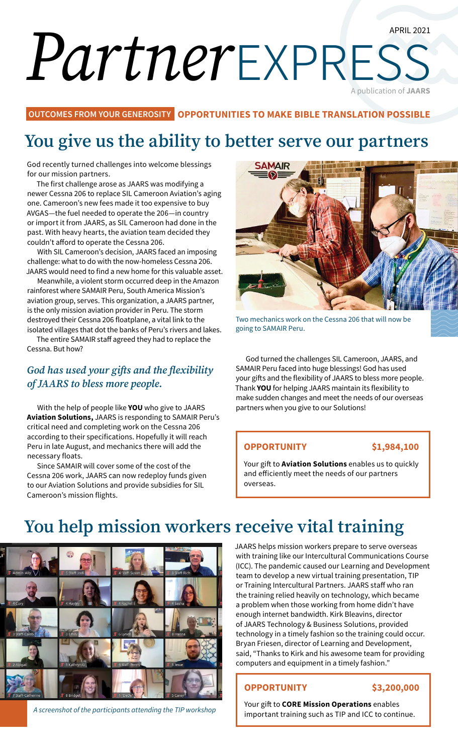APRIL 2021

# *Partner* EXPRESS

A publication of **JAARS**

**OUTCOMES FROM YOUR GENEROSITY** **OPPORTUNITIES TO MAKE BIBLE TRANSLATION POSSIBLE**

## You give us the ability to better serve our partners

God recently turned challenges into welcome blessings for our mission partners.

The first challenge arose as JAARS was modifying a newer Cessna 206 to replace SIL Cameroon Aviation's aging one. Cameroon's new fees made it too expensive to buy AVGAS—the fuel needed to operate the 206—in country or import it from JAARS, as SIL Cameroon had done in the past. With heavy hearts, the aviation team decided they couldn't afford to operate the Cessna 206.

With SIL Cameroon's decision, JAARS faced an imposing challenge: what to do with the now-homeless Cessna 206. JAARS would need to find a new home for this valuable asset.

Meanwhile, a violent storm occurred deep in the Amazon rainforest where SAMAIR Peru, South America Mission's aviation group, serves. This organization, a JAARS partner, is the only mission aviation provider in Peru. The storm destroyed their Cessna 206 floatplane, a vital link to the isolated villages that dot the banks of Peru's rivers and lakes.

The entire SAMAIR staff agreed they had to replace the Cessna. But how?

### *God has used your gifts and the flexibility of JAARS to bless more people.*

With the help of people like **YOU** who give to JAARS **Aviation Solutions,** JAARS is responding to SAMAIR Peru's critical need and completing work on the Cessna 206 according to their specifications. Hopefully it will reach Peru in late August, and mechanics there will add the necessary floats.

Since SAMAIR will cover some of the cost of the Cessna 206 work, JAARS can now redeploy funds given to our Aviation Solutions and provide subsidies for SIL Cameroon's mission flights.

Two mechanics work on the Cessna 206 that will now be going to SAMAIR Peru.

God turned the challenges SIL Cameroon, JAARS, and SAMAIR Peru faced into huge blessings! God has used your gifts and the flexibility of JAARS to bless more people. Thank **YOU** for helping JAARS maintain its flexibility to make sudden changes and meet the needs of our overseas partners when you give to our Solutions!

**OPPORTUNITY** **$1,984,100**

Your gift to **Aviation Solutions** enables us to quickly and efficiently meet the needs of our partners overseas.

## You help mission workers receive vital training

*A screenshot of the participants attending the TIP workshop*

JAARS helps mission workers prepare to serve overseas with training like our Intercultural Communications Course (ICC). The pandemic caused our Learning and Development team to develop a new virtual training presentation, TIP or Training Intercultural Partners. JAARS staff who ran the training relied heavily on technology, which became a problem when those working from home didn't have enough internet bandwidth. Kirk Bleavins, director of JAARS Technology & Business Solutions, provided technology in a timely fashion so the training could occur. Bryan Friesen, director of Learning and Development, said, "Thanks to Kirk and his awesome team for providing computers and equipment in a timely fashion."

**OPPORTUNITY** **$3,200,000**

Your gift to **CORE Mission Operations** enables important training such as TIP and ICC to continue.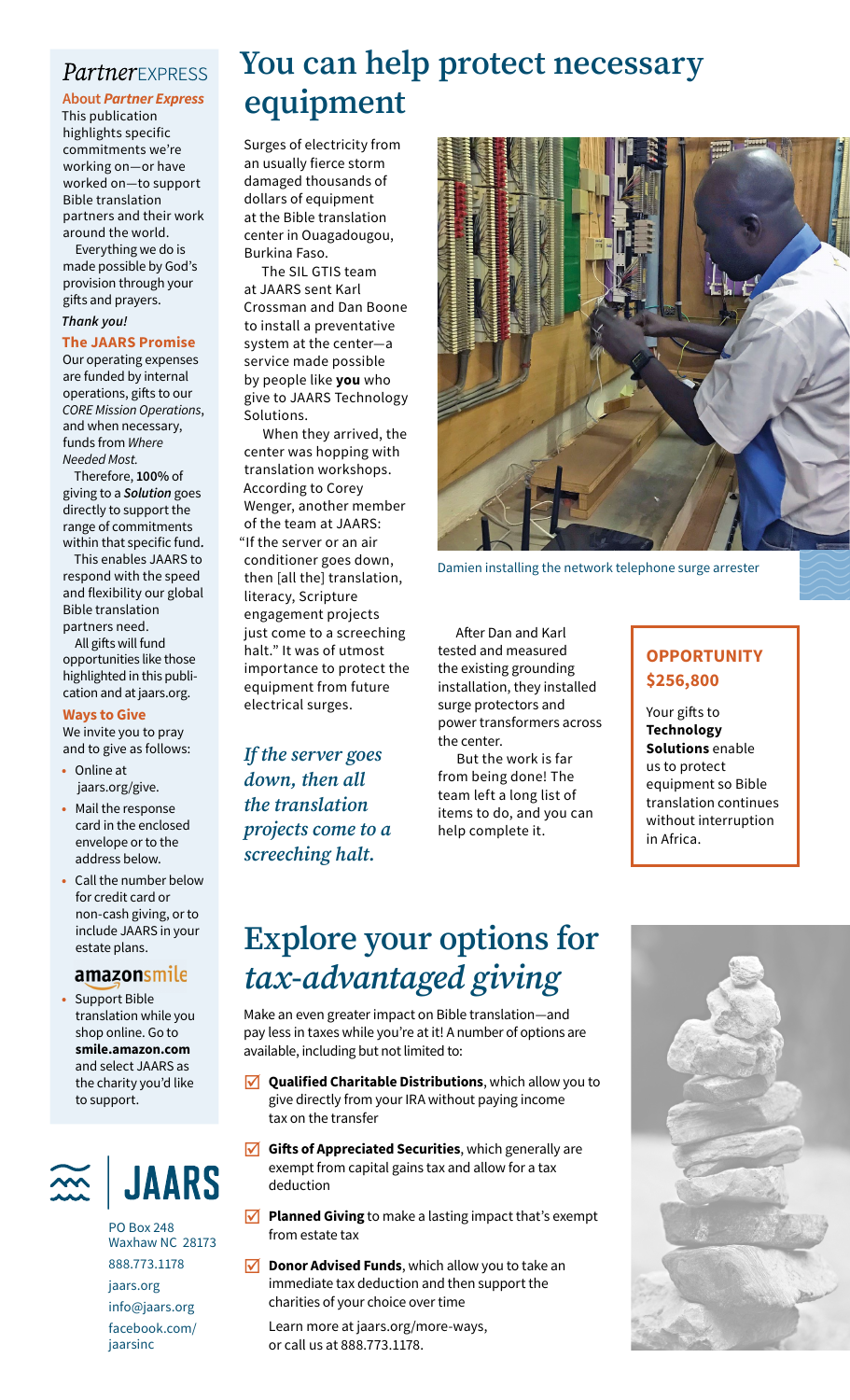## *Partner*EXPRESS

### About *Partner Express*

This publication highlights specific commitments we're working on—or have worked on—to support Bible translation partners and their work around the world.

Everything we do is made possible by God's provision through your gifts and prayers.

***Thank you!***

### The JAARS Promise

Our operating expenses are funded by internal operations, gifts to our *CORE Mission Operations*, and when necessary, funds from *Where Needed Most.*

Therefore, **100%** of giving to a ***Solution*** goes directly to support the range of commitments within that specific fund.

This enables JAARS to respond with the speed and flexibility our global Bible translation partners need.

All gifts will fund opportunities like those highlighted in this publication and at jaars.org.

### Ways to Give

We invite you to pray and to give as follows:

- Online at jaars.org/give.
- Mail the response card in the enclosed envelope or to the address below.
- Call the number below for credit card or non-cash giving, or to include JAARS in your estate plans.

**amazon**smile

- Support Bible translation while you shop online. Go to **smile.amazon.com** and select JAARS as the charity you'd like to support.

**JAARS**

PO Box 248
Waxhaw NC 28173
888.773.1178
jaars.org
info@jaars.org
facebook.com/jaarsinc

# You can help protect necessary equipment

Surges of electricity from an usually fierce storm damaged thousands of dollars of equipment at the Bible translation center in Ouagadougou, Burkina Faso.

The SIL GTIS team at JAARS sent Karl Crossman and Dan Boone to install a preventative system at the center—a service made possible by people like **you** who give to JAARS Technology Solutions.

When they arrived, the center was hopping with translation workshops. According to Corey Wenger, another member of the team at JAARS: "If the server or an air conditioner goes down, then [all the] translation, literacy, Scripture engagement projects just come to a screeching halt." It was of utmost importance to protect the equipment from future electrical surges.

*If the server goes down, then all the translation projects come to a screeching halt.*

Damien installing the network telephone surge arrester

After Dan and Karl tested and measured the existing grounding installation, they installed surge protectors and power transformers across the center.

But the work is far from being done! The team left a long list of items to do, and you can help complete it.

**OPPORTUNITY $256,800**

Your gifts to **Technology Solutions** enable us to protect equipment so Bible translation continues without interruption in Africa.

# Explore your options for *tax-advantaged giving*

Make an even greater impact on Bible translation—and pay less in taxes while you're at it! A number of options are available, including but not limited to:

- ☑ **Qualified Charitable Distributions**, which allow you to give directly from your IRA without paying income tax on the transfer
- ☑ **Gifts of Appreciated Securities**, which generally are exempt from capital gains tax and allow for a tax deduction
- ☑ **Planned Giving** to make a lasting impact that's exempt from estate tax
- ☑ **Donor Advised Funds**, which allow you to take an immediate tax deduction and then support the charities of your choice over time

Learn more at jaars.org/more-ways, or call us at 888.773.1178.